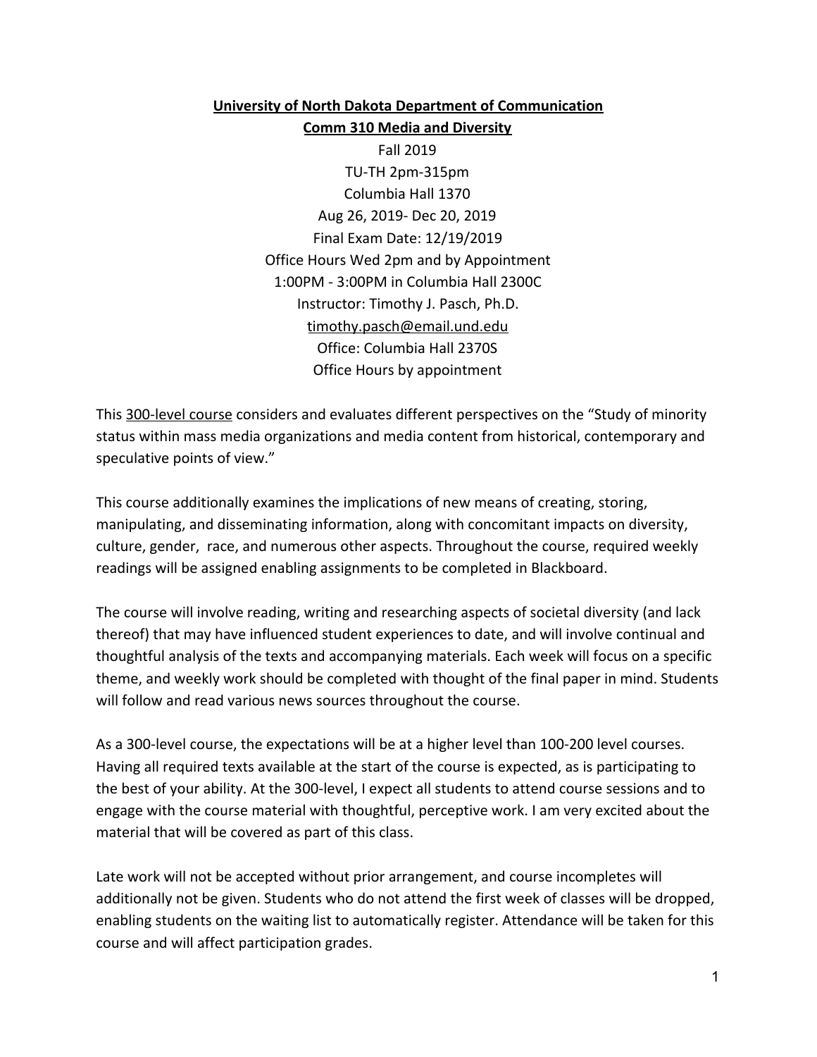**University of North Dakota Department of Communication**

**Comm 310 Media and Diversity**

Fall 2019
TU-TH 2pm-315pm
Columbia Hall 1370
Aug 26, 2019- Dec 20, 2019
Final Exam Date: 12/19/2019
Office Hours Wed 2pm and by Appointment
1:00PM - 3:00PM in Columbia Hall 2300C
Instructor: Timothy J. Pasch, Ph.D.
timothy.pasch@email.und.edu
Office: Columbia Hall 2370S
Office Hours by appointment

This 300-level course considers and evaluates different perspectives on the "Study of minority status within mass media organizations and media content from historical, contemporary and speculative points of view."

This course additionally examines the implications of new means of creating, storing, manipulating, and disseminating information, along with concomitant impacts on diversity, culture, gender, race, and numerous other aspects. Throughout the course, required weekly readings will be assigned enabling assignments to be completed in Blackboard.

The course will involve reading, writing and researching aspects of societal diversity (and lack thereof) that may have influenced student experiences to date, and will involve continual and thoughtful analysis of the texts and accompanying materials. Each week will focus on a specific theme, and weekly work should be completed with thought of the final paper in mind. Students will follow and read various news sources throughout the course.

As a 300-level course, the expectations will be at a higher level than 100-200 level courses. Having all required texts available at the start of the course is expected, as is participating to the best of your ability. At the 300-level, I expect all students to attend course sessions and to engage with the course material with thoughtful, perceptive work. I am very excited about the material that will be covered as part of this class.

Late work will not be accepted without prior arrangement, and course incompletes will additionally not be given. Students who do not attend the first week of classes will be dropped, enabling students on the waiting list to automatically register. Attendance will be taken for this course and will affect participation grades.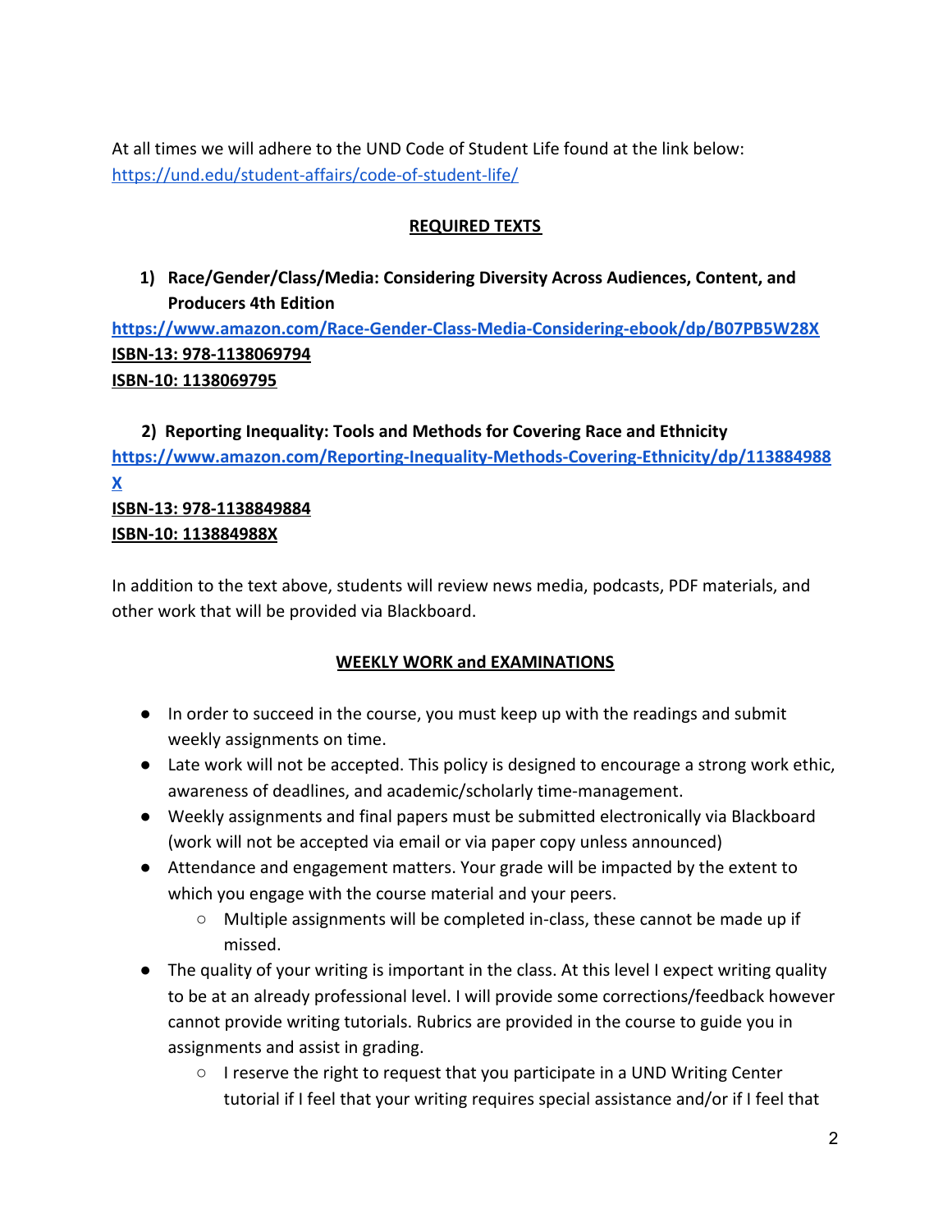At all times we will adhere to the UND Code of Student Life found at the link below:
https://und.edu/student-affairs/code-of-student-life/

## REQUIRED TEXTS

1) **Race/Gender/Class/Media: Considering Diversity Across Audiences, Content, and Producers 4th Edition**

**https://www.amazon.com/Race-Gender-Class-Media-Considering-ebook/dp/B07PB5W28X**
**ISBN-13: 978-1138069794**
**ISBN-10: 1138069795**

2) **Reporting Inequality: Tools and Methods for Covering Race and Ethnicity**

**https://www.amazon.com/Reporting-Inequality-Methods-Covering-Ethnicity/dp/113884988X**
**ISBN-13: 978-1138849884**
**ISBN-10: 113884988X**

In addition to the text above, students will review news media, podcasts, PDF materials, and other work that will be provided via Blackboard.

## WEEKLY WORK and EXAMINATIONS

- In order to succeed in the course, you must keep up with the readings and submit weekly assignments on time.
- Late work will not be accepted. This policy is designed to encourage a strong work ethic, awareness of deadlines, and academic/scholarly time-management.
- Weekly assignments and final papers must be submitted electronically via Blackboard (work will not be accepted via email or via paper copy unless announced)
- Attendance and engagement matters. Your grade will be impacted by the extent to which you engage with the course material and your peers.
  - Multiple assignments will be completed in-class, these cannot be made up if missed.
- The quality of your writing is important in the class. At this level I expect writing quality to be at an already professional level. I will provide some corrections/feedback however cannot provide writing tutorials. Rubrics are provided in the course to guide you in assignments and assist in grading.
  - I reserve the right to request that you participate in a UND Writing Center tutorial if I feel that your writing requires special assistance and/or if I feel that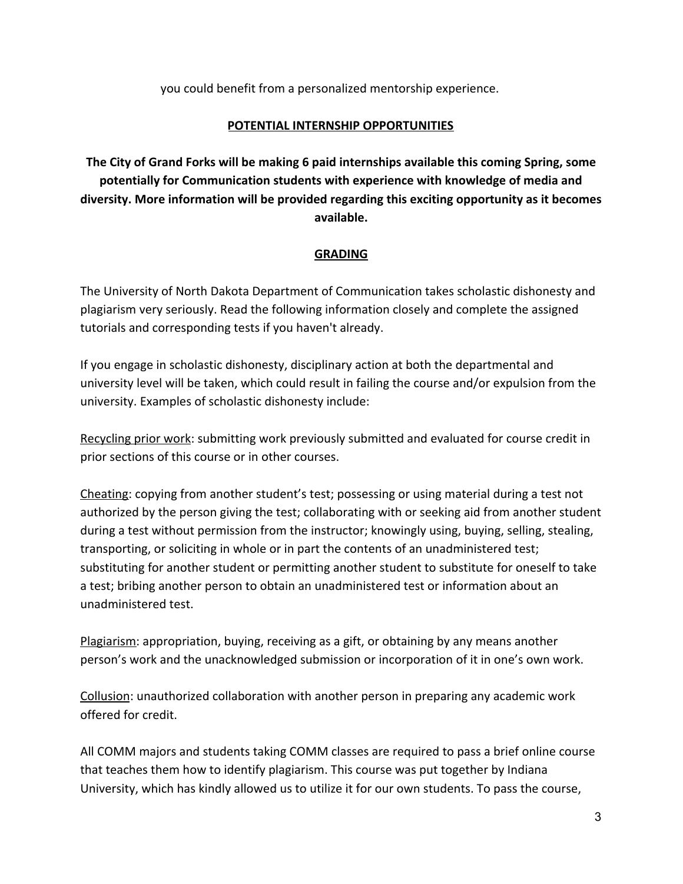you could benefit from a personalized mentorship experience.

## POTENTIAL INTERNSHIP OPPORTUNITIES

**The City of Grand Forks will be making 6 paid internships available this coming Spring, some potentially for Communication students with experience with knowledge of media and diversity. More information will be provided regarding this exciting opportunity as it becomes available.**

## GRADING

The University of North Dakota Department of Communication takes scholastic dishonesty and plagiarism very seriously. Read the following information closely and complete the assigned tutorials and corresponding tests if you haven't already.

If you engage in scholastic dishonesty, disciplinary action at both the departmental and university level will be taken, which could result in failing the course and/or expulsion from the university. Examples of scholastic dishonesty include:

Recycling prior work: submitting work previously submitted and evaluated for course credit in prior sections of this course or in other courses.

Cheating: copying from another student's test; possessing or using material during a test not authorized by the person giving the test; collaborating with or seeking aid from another student during a test without permission from the instructor; knowingly using, buying, selling, stealing, transporting, or soliciting in whole or in part the contents of an unadministered test; substituting for another student or permitting another student to substitute for oneself to take a test; bribing another person to obtain an unadministered test or information about an unadministered test.

Plagiarism: appropriation, buying, receiving as a gift, or obtaining by any means another person's work and the unacknowledged submission or incorporation of it in one's own work.

Collusion: unauthorized collaboration with another person in preparing any academic work offered for credit.

All COMM majors and students taking COMM classes are required to pass a brief online course that teaches them how to identify plagiarism. This course was put together by Indiana University, which has kindly allowed us to utilize it for our own students. To pass the course,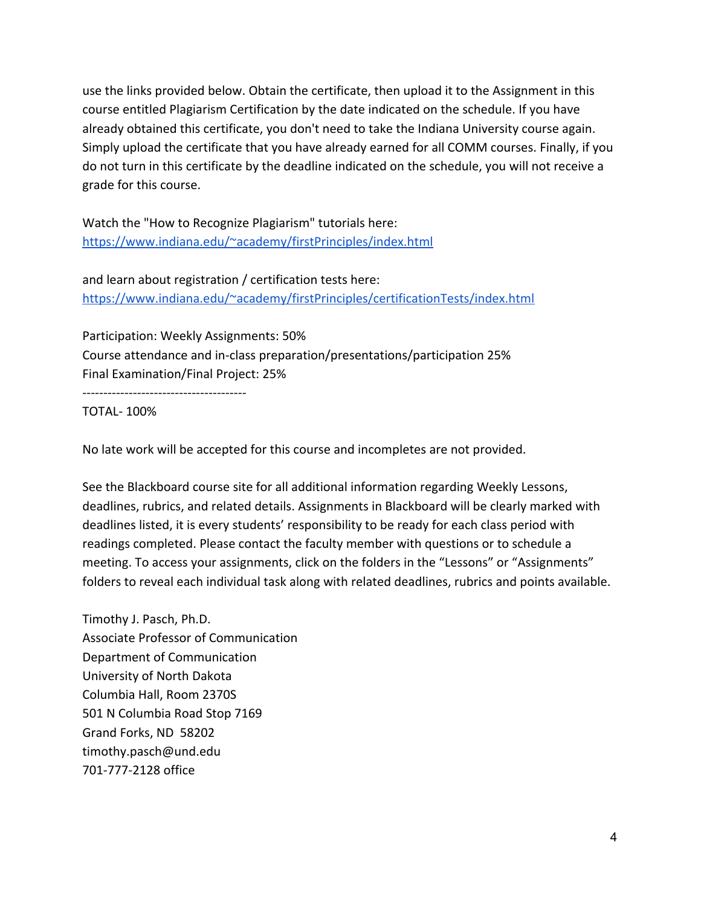use the links provided below. Obtain the certificate, then upload it to the Assignment in this course entitled Plagiarism Certification by the date indicated on the schedule. If you have already obtained this certificate, you don't need to take the Indiana University course again. Simply upload the certificate that you have already earned for all COMM courses. Finally, if you do not turn in this certificate by the deadline indicated on the schedule, you will not receive a grade for this course.

Watch the "How to Recognize Plagiarism" tutorials here:
https://www.indiana.edu/~academy/firstPrinciples/index.html

and learn about registration / certification tests here:
https://www.indiana.edu/~academy/firstPrinciples/certificationTests/index.html

Participation: Weekly Assignments: 50%
Course attendance and in-class preparation/presentations/participation 25%
Final Examination/Final Project: 25%
---------------------------------------
TOTAL- 100%

No late work will be accepted for this course and incompletes are not provided.

See the Blackboard course site for all additional information regarding Weekly Lessons, deadlines, rubrics, and related details. Assignments in Blackboard will be clearly marked with deadlines listed, it is every students' responsibility to be ready for each class period with readings completed. Please contact the faculty member with questions or to schedule a meeting. To access your assignments, click on the folders in the "Lessons" or "Assignments" folders to reveal each individual task along with related deadlines, rubrics and points available.

Timothy J. Pasch, Ph.D.
Associate Professor of Communication
Department of Communication
University of North Dakota
Columbia Hall, Room 2370S
501 N Columbia Road Stop 7169
Grand Forks, ND 58202
timothy.pasch@und.edu
701-777-2128 office